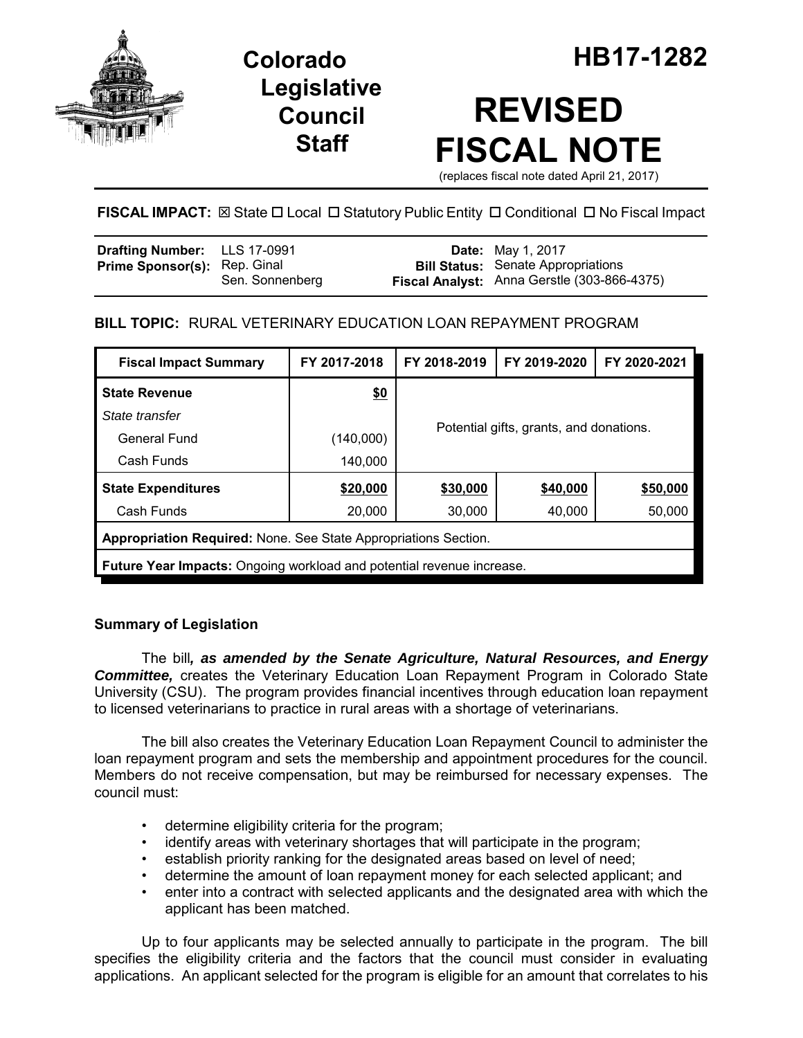# Colorado Legislative Council Staff

# HB17-1282

# REVISED FISCAL NOTE

(replaces fiscal note dated April 21, 2017)

**FISCAL IMPACT:** ☒ State ☐ Local ☐ Statutory Public Entity ☐ Conditional ☐ No Fiscal Impact

| | | | |
|---|---|---|---|
| **Drafting Number:** | LLS 17-0991 | **Date:** | May 1, 2017 |
| **Prime Sponsor(s):** | Rep. Ginal<br>Sen. Sonnenberg | **Bill Status:** | Senate Appropriations |
| | | **Fiscal Analyst:** | Anna Gerstle (303-866-4375) |

**BILL TOPIC:** RURAL VETERINARY EDUCATION LOAN REPAYMENT PROGRAM

| Fiscal Impact Summary | FY 2017-2018 | FY 2018-2019 | FY 2019-2020 | FY 2020-2021 |
|---|---|---|---|---|
| **State Revenue** | **$0** | Potential gifts, grants, and donations. | | |
| *State transfer* | | | | |
| General Fund | (140,000) | | | |
| Cash Funds | 140,000 | | | |
| **State Expenditures** | **$20,000** | **$30,000** | **$40,000** | **$50,000** |
| Cash Funds | 20,000 | 30,000 | 40,000 | 50,000 |
| **Appropriation Required:** None. See State Appropriations Section. | | | | |
| **Future Year Impacts:** Ongoing workload and potential revenue increase. | | | | |

## Summary of Legislation

The bill***, as amended by the Senate Agriculture, Natural Resources, and Energy Committee,*** creates the Veterinary Education Loan Repayment Program in Colorado State University (CSU). The program provides financial incentives through education loan repayment to licensed veterinarians to practice in rural areas with a shortage of veterinarians.

The bill also creates the Veterinary Education Loan Repayment Council to administer the loan repayment program and sets the membership and appointment procedures for the council. Members do not receive compensation, but may be reimbursed for necessary expenses. The council must:

- determine eligibility criteria for the program;
- identify areas with veterinary shortages that will participate in the program;
- establish priority ranking for the designated areas based on level of need;
- determine the amount of loan repayment money for each selected applicant; and
- enter into a contract with selected applicants and the designated area with which the applicant has been matched.

Up to four applicants may be selected annually to participate in the program. The bill specifies the eligibility criteria and the factors that the council must consider in evaluating applications. An applicant selected for the program is eligible for an amount that correlates to his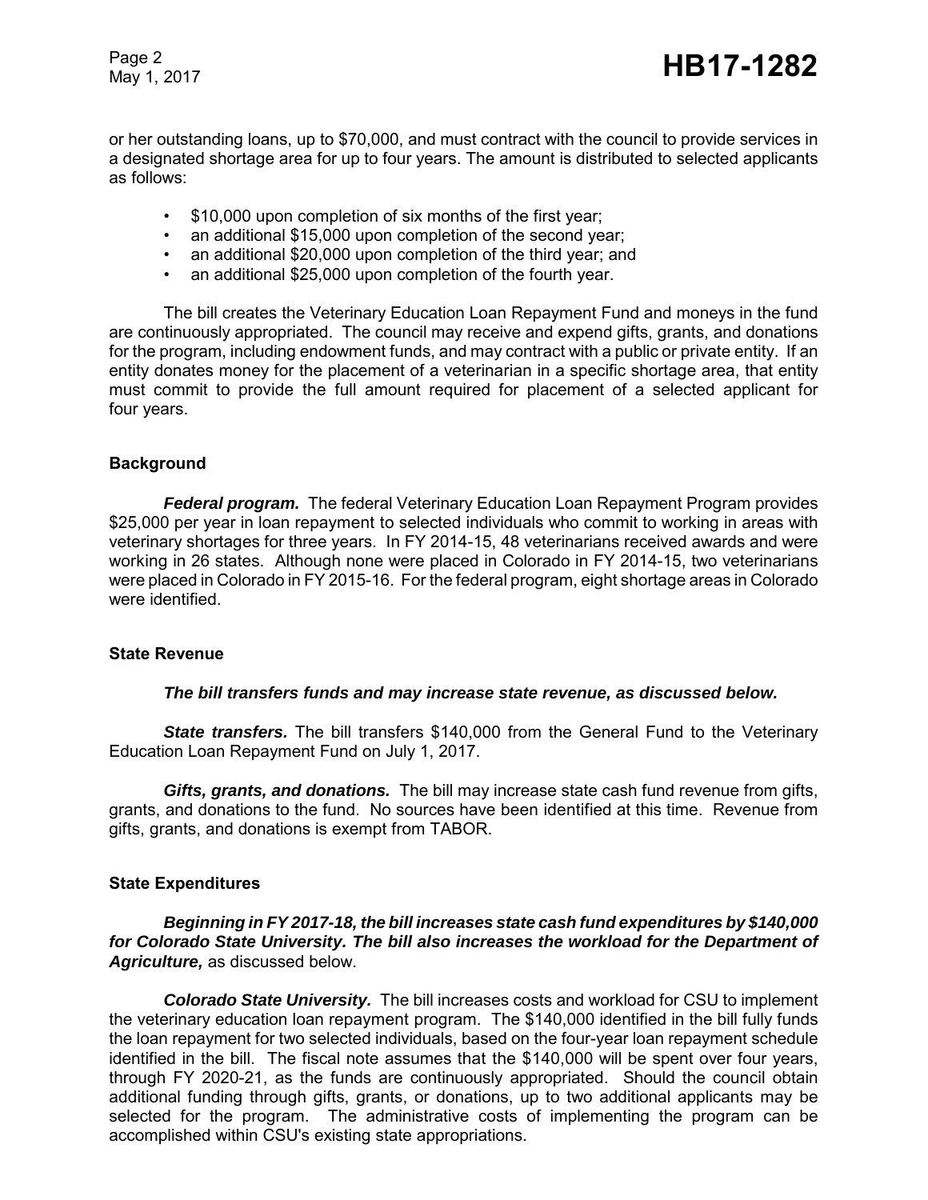or her outstanding loans, up to $70,000, and must contract with the council to provide services in a designated shortage area for up to four years. The amount is distributed to selected applicants as follows:

- $10,000 upon completion of six months of the first year;
- an additional $15,000 upon completion of the second year;
- an additional $20,000 upon completion of the third year; and
- an additional $25,000 upon completion of the fourth year.

The bill creates the Veterinary Education Loan Repayment Fund and moneys in the fund are continuously appropriated. The council may receive and expend gifts, grants, and donations for the program, including endowment funds, and may contract with a public or private entity. If an entity donates money for the placement of a veterinarian in a specific shortage area, that entity must commit to provide the full amount required for placement of a selected applicant for four years.

### Background

***Federal program.*** The federal Veterinary Education Loan Repayment Program provides $25,000 per year in loan repayment to selected individuals who commit to working in areas with veterinary shortages for three years. In FY 2014-15, 48 veterinarians received awards and were working in 26 states. Although none were placed in Colorado in FY 2014-15, two veterinarians were placed in Colorado in FY 2015-16. For the federal program, eight shortage areas in Colorado were identified.

### State Revenue

***The bill transfers funds and may increase state revenue, as discussed below.***

***State transfers.*** The bill transfers $140,000 from the General Fund to the Veterinary Education Loan Repayment Fund on July 1, 2017.

***Gifts, grants, and donations.*** The bill may increase state cash fund revenue from gifts, grants, and donations to the fund. No sources have been identified at this time. Revenue from gifts, grants, and donations is exempt from TABOR.

### State Expenditures

***Beginning in FY 2017-18, the bill increases state cash fund expenditures by $140,000 for Colorado State University. The bill also increases the workload for the Department of Agriculture,*** as discussed below.

***Colorado State University.*** The bill increases costs and workload for CSU to implement the veterinary education loan repayment program. The $140,000 identified in the bill fully funds the loan repayment for two selected individuals, based on the four-year loan repayment schedule identified in the bill. The fiscal note assumes that the $140,000 will be spent over four years, through FY 2020-21, as the funds are continuously appropriated. Should the council obtain additional funding through gifts, grants, or donations, up to two additional applicants may be selected for the program. The administrative costs of implementing the program can be accomplished within CSU's existing state appropriations.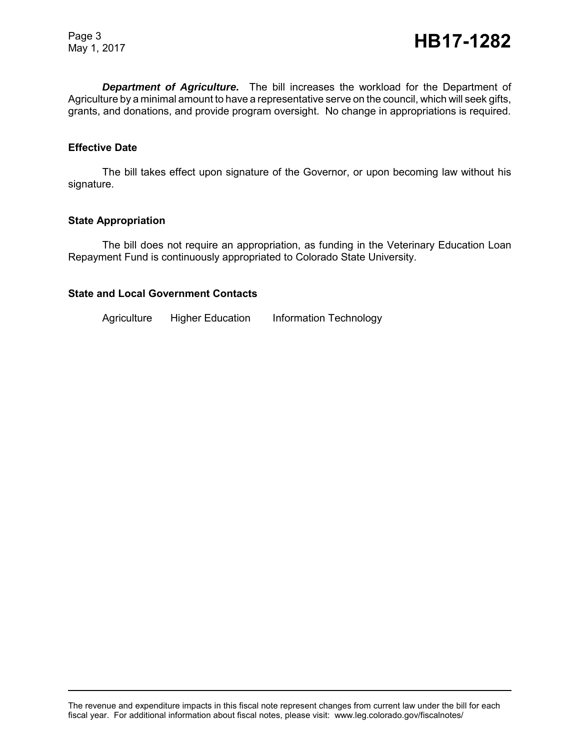***Department of Agriculture.*** The bill increases the workload for the Department of Agriculture by a minimal amount to have a representative serve on the council, which will seek gifts, grants, and donations, and provide program oversight. No change in appropriations is required.

### Effective Date

The bill takes effect upon signature of the Governor, or upon becoming law without his signature.

### State Appropriation

The bill does not require an appropriation, as funding in the Veterinary Education Loan Repayment Fund is continuously appropriated to Colorado State University.

### State and Local Government Contacts

Agriculture    Higher Education    Information Technology

The revenue and expenditure impacts in this fiscal note represent changes from current law under the bill for each fiscal year. For additional information about fiscal notes, please visit: www.leg.colorado.gov/fiscalnotes/